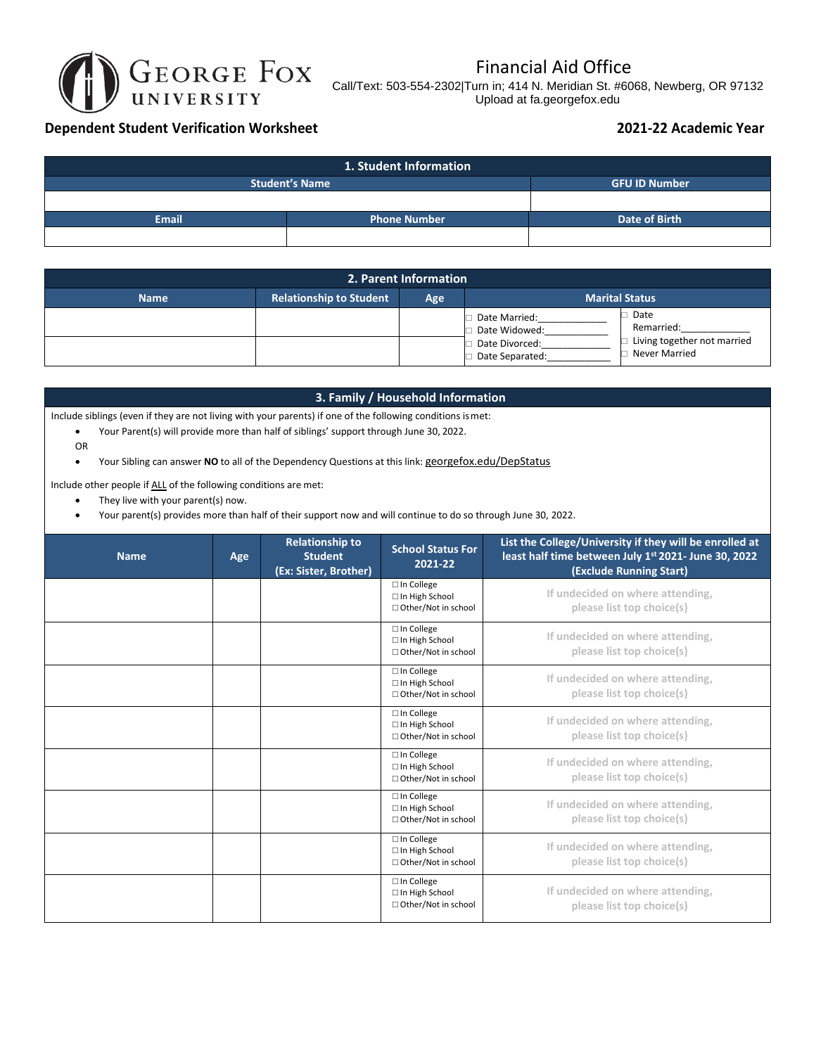GEORGE FOX UNIVERSITY

# Financial Aid Office

Call/Text: 503-554-2302|Turn in; 414 N. Meridian St. #6068, Newberg, OR 97132
Upload at fa.georgefox.edu

## Dependent Student Verification Worksheet

## 2021-22 Academic Year

### 1. Student Information

| Student's Name | | GFU ID Number |
|---|---|---|
| | | |
| **Email** | **Phone Number** | **Date of Birth** |
| | | |

### 2. Parent Information

| Name | Relationship to Student | Age | Marital Status | |
|---|---|---|---|---|
| | | | □ Date Married:____________ <br> □ Date Widowed:___________ <br> □ Date Divorced:____________ <br> □ Date Separated:___________ | □ Date Remarried:____________ <br> □ Living together not married <br> □ Never Married |
| | | | | |

### 3. Family / Household Information

Include siblings (even if they are not living with your parents) if one of the following conditions is met:

- Your Parent(s) will provide more than half of siblings' support through June 30, 2022.

OR

- Your Sibling can answer **NO** to all of the Dependency Questions at this link: georgefox.edu/DepStatus

Include other people if ALL of the following conditions are met:

- They live with your parent(s) now.
- Your parent(s) provides more than half of their support now and will continue to do so through June 30, 2022.

| Name | Age | Relationship to Student (Ex: Sister, Brother) | School Status For 2021-22 | List the College/University if they will be enrolled at least half time between July 1st 2021- June 30, 2022 (Exclude Running Start) |
|---|---|---|---|---|
| | | | □ In College <br> □ In High School <br> □ Other/Not in school | If undecided on where attending, please list top choice(s) |
| | | | □ In College <br> □ In High School <br> □ Other/Not in school | If undecided on where attending, please list top choice(s) |
| | | | □ In College <br> □ In High School <br> □ Other/Not in school | If undecided on where attending, please list top choice(s) |
| | | | □ In College <br> □ In High School <br> □ Other/Not in school | If undecided on where attending, please list top choice(s) |
| | | | □ In College <br> □ In High School <br> □ Other/Not in school | If undecided on where attending, please list top choice(s) |
| | | | □ In College <br> □ In High School <br> □ Other/Not in school | If undecided on where attending, please list top choice(s) |
| | | | □ In College <br> □ In High School <br> □ Other/Not in school | If undecided on where attending, please list top choice(s) |
| | | | □ In College <br> □ In High School <br> □ Other/Not in school | If undecided on where attending, please list top choice(s) |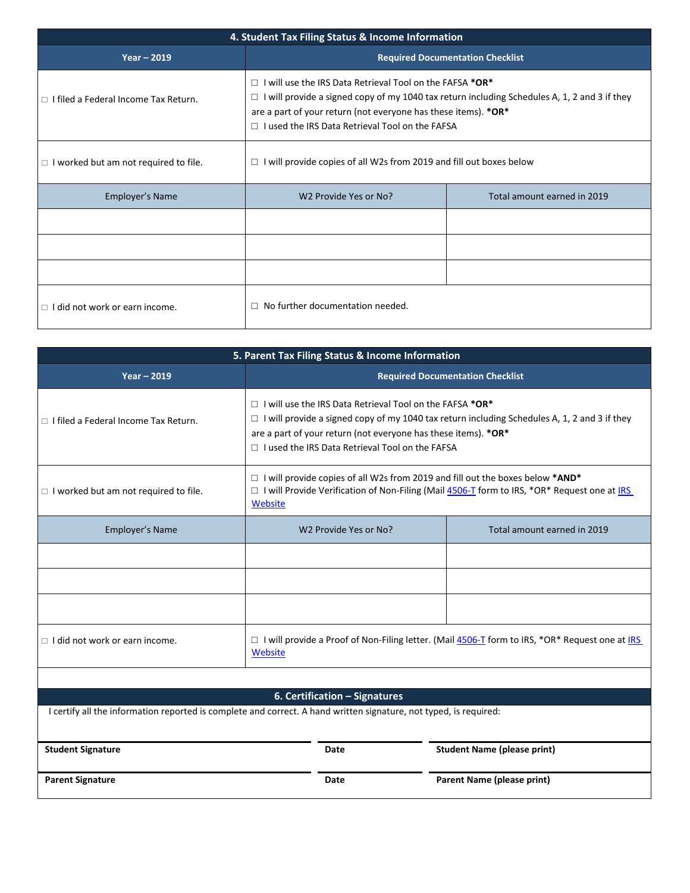## 4. Student Tax Filing Status & Income Information

| Year – 2019 | Required Documentation Checklist | |
|---|---|---|
| ☐ I filed a Federal Income Tax Return. | ☐ I will use the IRS Data Retrieval Tool on the FAFSA **\*OR\***<br>☐ I will provide a signed copy of my 1040 tax return including Schedules A, 1, 2 and 3 if they are a part of your return (not everyone has these items). **\*OR\***<br>☐ I used the IRS Data Retrieval Tool on the FAFSA | |
| ☐ I worked but am not required to file. | ☐ I will provide copies of all W2s from 2019 and fill out boxes below | |
| Employer's Name | W2 Provide Yes or No? | Total amount earned in 2019 |
| | | |
| | | |
| | | |
| ☐ I did not work or earn income. | ☐ No further documentation needed. | |

## 5. Parent Tax Filing Status & Income Information

| Year – 2019 | Required Documentation Checklist | |
|---|---|---|
| ☐ I filed a Federal Income Tax Return. | ☐ I will use the IRS Data Retrieval Tool on the FAFSA **\*OR\***<br>☐ I will provide a signed copy of my 1040 tax return including Schedules A, 1, 2 and 3 if they are a part of your return (not everyone has these items). **\*OR\***<br>☐ I used the IRS Data Retrieval Tool on the FAFSA | |
| ☐ I worked but am not required to file. | ☐ I will provide copies of all W2s from 2019 and fill out the boxes below **\*AND\***<br>☐ I will Provide Verification of Non-Filing (Mail 4506-T form to IRS, \*OR\* Request one at IRS Website | |
| Employer's Name | W2 Provide Yes or No? | Total amount earned in 2019 |
| | | |
| | | |
| | | |
| ☐ I did not work or earn income. | ☐ I will provide a Proof of Non-Filing letter. (Mail 4506-T form to IRS, \*OR\* Request one at IRS Website | |

## 6. Certification – Signatures

I certify all the information reported is complete and correct. A hand written signature, not typed, is required:

| **Student Signature** | **Date** | **Student Name (please print)** |
|---|---|---|
| **Parent Signature** | **Date** | **Parent Name (please print)** |